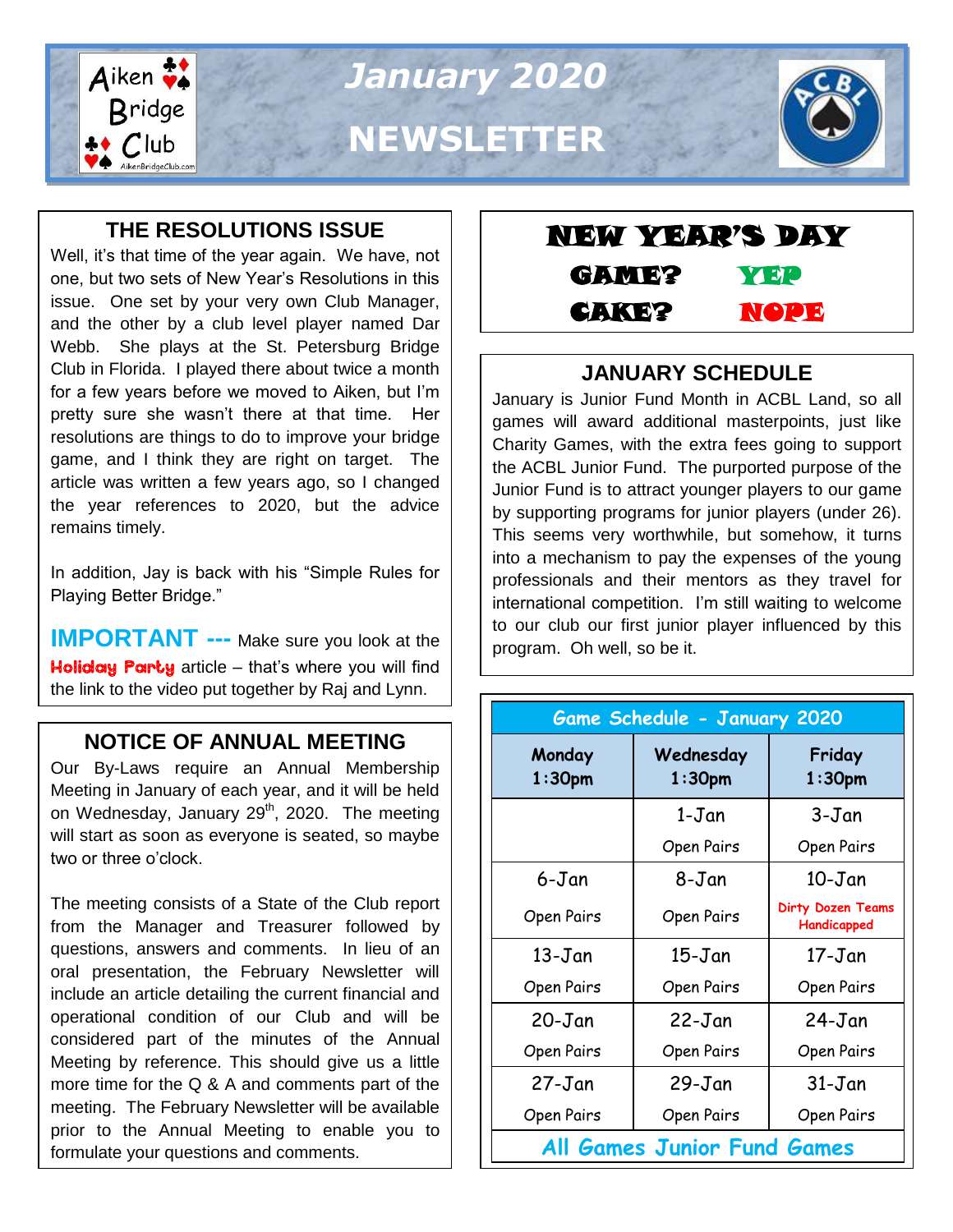# January 2020 NEWSLETTER

Aiken Bridge Club

## THE RESOLUTIONS ISSUE

Well, it's that time of the year again. We have, not one, but two sets of New Year's Resolutions in this issue. One set by your very own Club Manager, and the other by a club level player named Dar Webb. She plays at the St. Petersburg Bridge Club in Florida. I played there about twice a month for a few years before we moved to Aiken, but I'm pretty sure she wasn't there at that time. Her resolutions are things to do to improve your bridge game, and I think they are right on target. The article was written a few years ago, so I changed the year references to 2020, but the advice remains timely.

In addition, Jay is back with his "Simple Rules for Playing Better Bridge."

**IMPORTANT ---** Make sure you look at the **Holiday Party** article – that's where you will find the link to the video put together by Raj and Lynn.

## NOTICE OF ANNUAL MEETING

Our By-Laws require an Annual Membership Meeting in January of each year, and it will be held on Wednesday, January 29th, 2020. The meeting will start as soon as everyone is seated, so maybe two or three o'clock.

The meeting consists of a State of the Club report from the Manager and Treasurer followed by questions, answers and comments. In lieu of an oral presentation, the February Newsletter will include an article detailing the current financial and operational condition of our Club and will be considered part of the minutes of the Annual Meeting by reference. This should give us a little more time for the Q & A and comments part of the meeting. The February Newsletter will be available prior to the Annual Meeting to enable you to formulate your questions and comments.

## NEW YEAR'S DAY

**GAME?** YEP

**CAKE?** NOPE

## JANUARY SCHEDULE

January is Junior Fund Month in ACBL Land, so all games will award additional masterpoints, just like Charity Games, with the extra fees going to support the ACBL Junior Fund. The purported purpose of the Junior Fund is to attract younger players to our game by supporting programs for junior players (under 26). This seems very worthwhile, but somehow, it turns into a mechanism to pay the expenses of the young professionals and their mentors as they travel for international competition. I'm still waiting to welcome to our club our first junior player influenced by this program. Oh well, so be it.

**Game Schedule - January 2020**

| Monday 1:30pm | Wednesday 1:30pm | Friday 1:30pm |
|---|---|---|
| | 1-Jan<br>Open Pairs | 3-Jan<br>Open Pairs |
| 6-Jan<br>Open Pairs | 8-Jan<br>Open Pairs | 10-Jan<br>Dirty Dozen Teams Handicapped |
| 13-Jan<br>Open Pairs | 15-Jan<br>Open Pairs | 17-Jan<br>Open Pairs |
| 20-Jan<br>Open Pairs | 22-Jan<br>Open Pairs | 24-Jan<br>Open Pairs |
| 27-Jan<br>Open Pairs | 29-Jan<br>Open Pairs | 31-Jan<br>Open Pairs |

**All Games Junior Fund Games**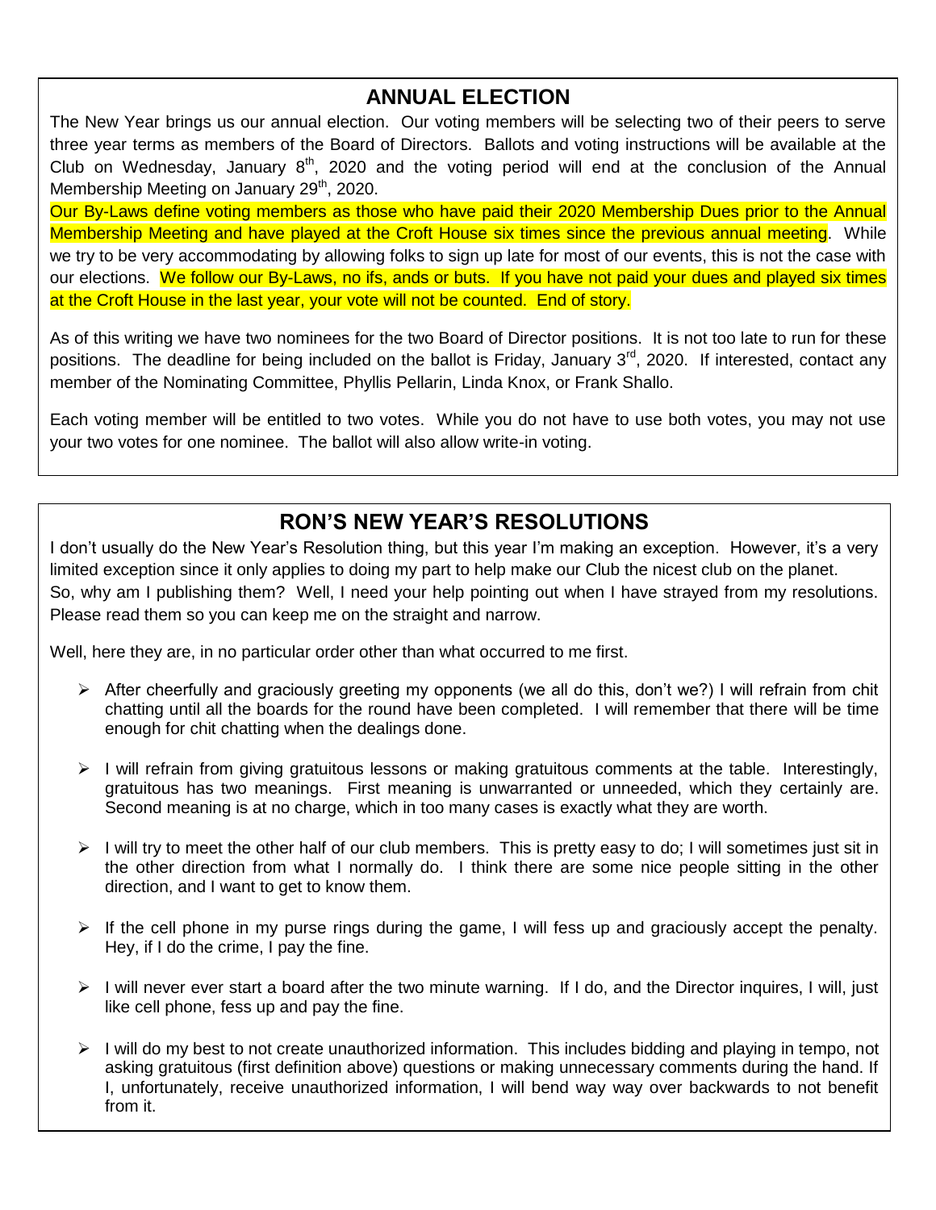## ANNUAL ELECTION

The New Year brings us our annual election. Our voting members will be selecting two of their peers to serve three year terms as members of the Board of Directors. Ballots and voting instructions will be available at the Club on Wednesday, January 8th, 2020 and the voting period will end at the conclusion of the Annual Membership Meeting on January 29th, 2020.

Our By-Laws define voting members as those who have paid their 2020 Membership Dues prior to the Annual Membership Meeting and have played at the Croft House six times since the previous annual meeting. While we try to be very accommodating by allowing folks to sign up late for most of our events, this is not the case with our elections. We follow our By-Laws, no ifs, ands or buts. If you have not paid your dues and played six times at the Croft House in the last year, your vote will not be counted. End of story.

As of this writing we have two nominees for the two Board of Director positions. It is not too late to run for these positions. The deadline for being included on the ballot is Friday, January 3rd, 2020. If interested, contact any member of the Nominating Committee, Phyllis Pellarin, Linda Knox, or Frank Shallo.

Each voting member will be entitled to two votes. While you do not have to use both votes, you may not use your two votes for one nominee. The ballot will also allow write-in voting.

## RON'S NEW YEAR'S RESOLUTIONS

I don't usually do the New Year's Resolution thing, but this year I'm making an exception. However, it's a very limited exception since it only applies to doing my part to help make our Club the nicest club on the planet. So, why am I publishing them? Well, I need your help pointing out when I have strayed from my resolutions. Please read them so you can keep me on the straight and narrow.

Well, here they are, in no particular order other than what occurred to me first.

- After cheerfully and graciously greeting my opponents (we all do this, don't we?) I will refrain from chit chatting until all the boards for the round have been completed. I will remember that there will be time enough for chit chatting when the dealings done.
- I will refrain from giving gratuitous lessons or making gratuitous comments at the table. Interestingly, gratuitous has two meanings. First meaning is unwarranted or unneeded, which they certainly are. Second meaning is at no charge, which in too many cases is exactly what they are worth.
- I will try to meet the other half of our club members. This is pretty easy to do; I will sometimes just sit in the other direction from what I normally do. I think there are some nice people sitting in the other direction, and I want to get to know them.
- If the cell phone in my purse rings during the game, I will fess up and graciously accept the penalty. Hey, if I do the crime, I pay the fine.
- I will never ever start a board after the two minute warning. If I do, and the Director inquires, I will, just like cell phone, fess up and pay the fine.
- I will do my best to not create unauthorized information. This includes bidding and playing in tempo, not asking gratuitous (first definition above) questions or making unnecessary comments during the hand. If I, unfortunately, receive unauthorized information, I will bend way way over backwards to not benefit from it.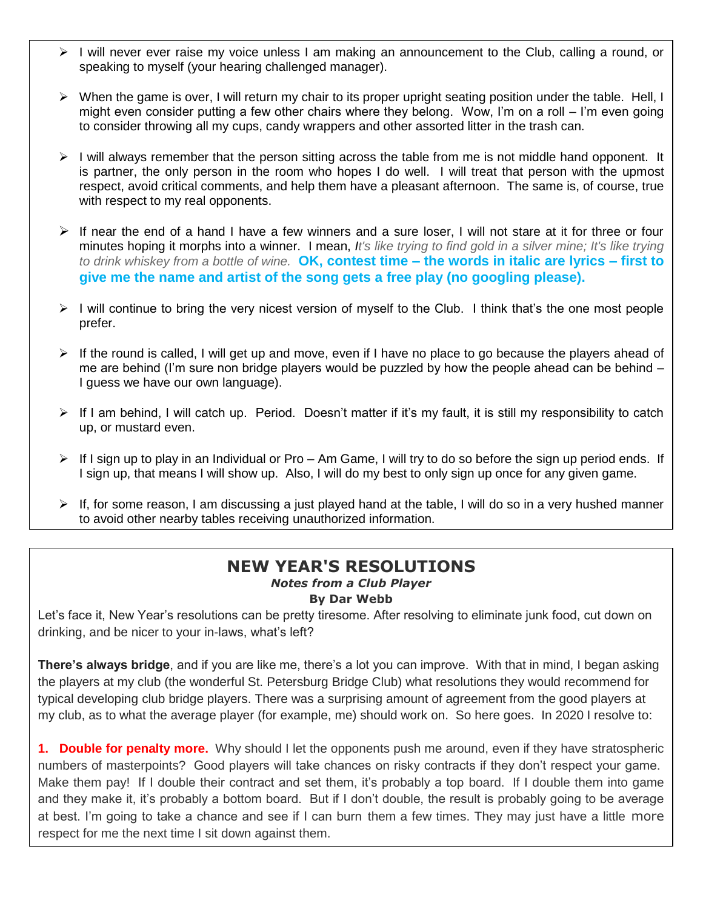- I will never ever raise my voice unless I am making an announcement to the Club, calling a round, or speaking to myself (your hearing challenged manager).

- When the game is over, I will return my chair to its proper upright seating position under the table. Hell, I might even consider putting a few other chairs where they belong. Wow, I'm on a roll – I'm even going to consider throwing all my cups, candy wrappers and other assorted litter in the trash can.

- I will always remember that the person sitting across the table from me is not middle hand opponent. It is partner, the only person in the room who hopes I do well. I will treat that person with the upmost respect, avoid critical comments, and help them have a pleasant afternoon. The same is, of course, true with respect to my real opponents.

- If near the end of a hand I have a few winners and a sure loser, I will not stare at it for three or four minutes hoping it morphs into a winner. I mean, *It's like trying to find gold in a silver mine; It's like trying to drink whiskey from a bottle of wine.* **OK, contest time – the words in italic are lyrics – first to give me the name and artist of the song gets a free play (no googling please).**

- I will continue to bring the very nicest version of myself to the Club. I think that's the one most people prefer.

- If the round is called, I will get up and move, even if I have no place to go because the players ahead of me are behind (I'm sure non bridge players would be puzzled by how the people ahead can be behind – I guess we have our own language).

- If I am behind, I will catch up. Period. Doesn't matter if it's my fault, it is still my responsibility to catch up, or mustard even.

- If I sign up to play in an Individual or Pro – Am Game, I will try to do so before the sign up period ends. If I sign up, that means I will show up. Also, I will do my best to only sign up once for any given game.

- If, for some reason, I am discussing a just played hand at the table, I will do so in a very hushed manner to avoid other nearby tables receiving unauthorized information.

## NEW YEAR'S RESOLUTIONS

***Notes from a Club Player***

**By Dar Webb**

Let's face it, New Year's resolutions can be pretty tiresome. After resolving to eliminate junk food, cut down on drinking, and be nicer to your in-laws, what's left?

**There's always bridge**, and if you are like me, there's a lot you can improve. With that in mind, I began asking the players at my club (the wonderful St. Petersburg Bridge Club) what resolutions they would recommend for typical developing club bridge players. There was a surprising amount of agreement from the good players at my club, as to what the average player (for example, me) should work on. So here goes. In 2020 I resolve to:

**1. Double for penalty more.** Why should I let the opponents push me around, even if they have stratospheric numbers of masterpoints? Good players will take chances on risky contracts if they don't respect your game. Make them pay! If I double their contract and set them, it's probably a top board. If I double them into game and they make it, it's probably a bottom board. But if I don't double, the result is probably going to be average at best. I'm going to take a chance and see if I can burn them a few times. They may just have a little more respect for me the next time I sit down against them.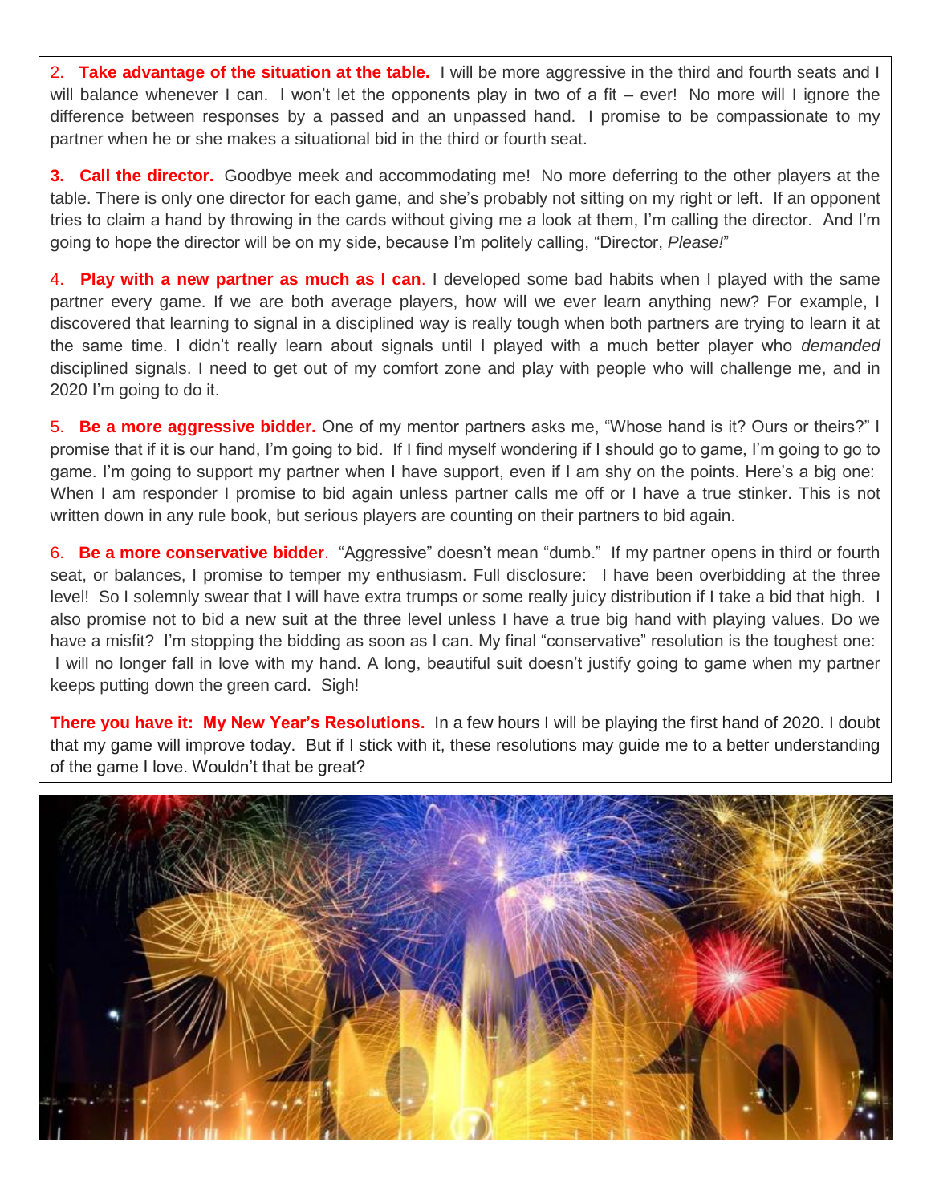2. **Take advantage of the situation at the table.** I will be more aggressive in the third and fourth seats and I will balance whenever I can. I won't let the opponents play in two of a fit – ever! No more will I ignore the difference between responses by a passed and an unpassed hand. I promise to be compassionate to my partner when he or she makes a situational bid in the third or fourth seat.

3. **Call the director.** Goodbye meek and accommodating me! No more deferring to the other players at the table. There is only one director for each game, and she's probably not sitting on my right or left. If an opponent tries to claim a hand by throwing in the cards without giving me a look at them, I'm calling the director. And I'm going to hope the director will be on my side, because I'm politely calling, "Director, *Please!*"

4. **Play with a new partner as much as I can**. I developed some bad habits when I played with the same partner every game. If we are both average players, how will we ever learn anything new? For example, I discovered that learning to signal in a disciplined way is really tough when both partners are trying to learn it at the same time. I didn't really learn about signals until I played with a much better player who *demanded* disciplined signals. I need to get out of my comfort zone and play with people who will challenge me, and in 2020 I'm going to do it.

5. **Be a more aggressive bidder.** One of my mentor partners asks me, "Whose hand is it? Ours or theirs?" I promise that if it is our hand, I'm going to bid. If I find myself wondering if I should go to game, I'm going to go to game. I'm going to support my partner when I have support, even if I am shy on the points. Here's a big one: When I am responder I promise to bid again unless partner calls me off or I have a true stinker. This is not written down in any rule book, but serious players are counting on their partners to bid again.

6. **Be a more conservative bidder**. "Aggressive" doesn't mean "dumb." If my partner opens in third or fourth seat, or balances, I promise to temper my enthusiasm. Full disclosure: I have been overbidding at the three level! So I solemnly swear that I will have extra trumps or some really juicy distribution if I take a bid that high. I also promise not to bid a new suit at the three level unless I have a true big hand with playing values. Do we have a misfit? I'm stopping the bidding as soon as I can. My final "conservative" resolution is the toughest one: I will no longer fall in love with my hand. A long, beautiful suit doesn't justify going to game when my partner keeps putting down the green card. Sigh!

**There you have it: My New Year's Resolutions.** In a few hours I will be playing the first hand of 2020. I doubt that my game will improve today. But if I stick with it, these resolutions may guide me to a better understanding of the game I love. Wouldn't that be great?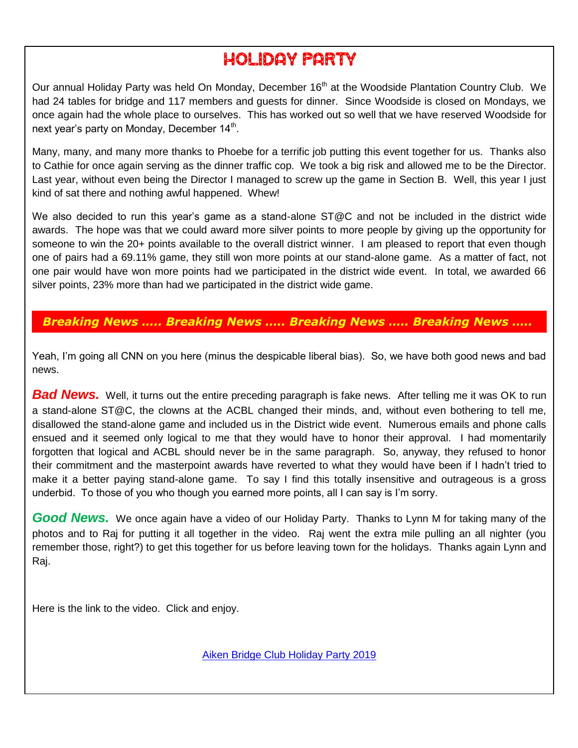# HOLIDAY PARTY

Our annual Holiday Party was held On Monday, December 16th at the Woodside Plantation Country Club. We had 24 tables for bridge and 117 members and guests for dinner. Since Woodside is closed on Mondays, we once again had the whole place to ourselves. This has worked out so well that we have reserved Woodside for next year's party on Monday, December 14th.

Many, many, and many more thanks to Phoebe for a terrific job putting this event together for us. Thanks also to Cathie for once again serving as the dinner traffic cop. We took a big risk and allowed me to be the Director. Last year, without even being the Director I managed to screw up the game in Section B. Well, this year I just kind of sat there and nothing awful happened. Whew!

We also decided to run this year's game as a stand-alone ST@C and not be included in the district wide awards. The hope was that we could award more silver points to more people by giving up the opportunity for someone to win the 20+ points available to the overall district winner. I am pleased to report that even though one of pairs had a 69.11% game, they still won more points at our stand-alone game. As a matter of fact, not one pair would have won more points had we participated in the district wide event. In total, we awarded 66 silver points, 23% more than had we participated in the district wide game.

***Breaking News ….. Breaking News ….. Breaking News ….. Breaking News …..***

Yeah, I'm going all CNN on you here (minus the despicable liberal bias). So, we have both good news and bad news.

***Bad News.*** Well, it turns out the entire preceding paragraph is fake news. After telling me it was OK to run a stand-alone ST@C, the clowns at the ACBL changed their minds, and, without even bothering to tell me, disallowed the stand-alone game and included us in the District wide event. Numerous emails and phone calls ensued and it seemed only logical to me that they would have to honor their approval. I had momentarily forgotten that logical and ACBL should never be in the same paragraph. So, anyway, they refused to honor their commitment and the masterpoint awards have reverted to what they would have been if I hadn't tried to make it a better paying stand-alone game. To say I find this totally insensitive and outrageous is a gross underbid. To those of you who though you earned more points, all I can say is I'm sorry.

***Good News.*** We once again have a video of our Holiday Party. Thanks to Lynn M for taking many of the photos and to Raj for putting it all together in the video. Raj went the extra mile pulling an all nighter (you remember those, right?) to get this together for us before leaving town for the holidays. Thanks again Lynn and Raj.

Here is the link to the video. Click and enjoy.

[Aiken Bridge Club Holiday Party 2019]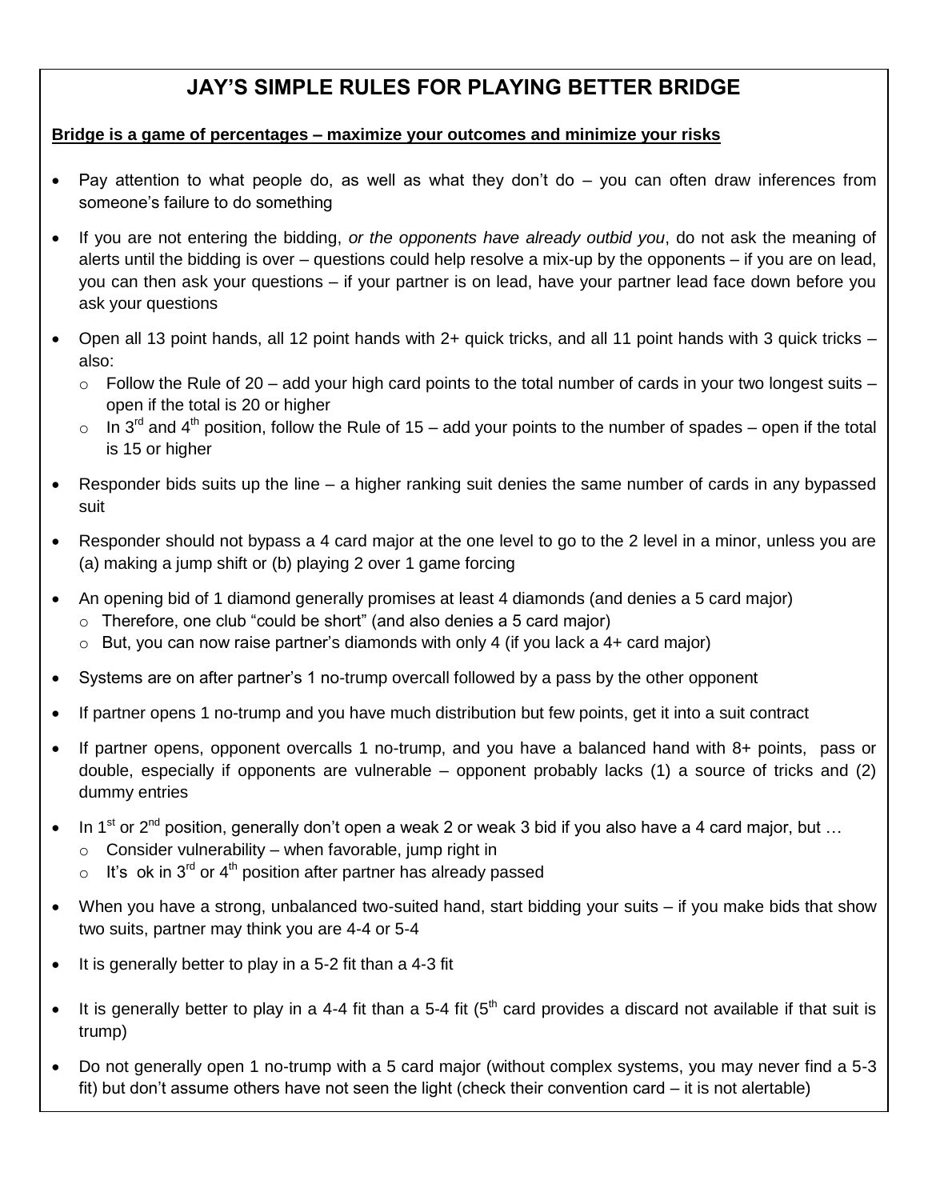# JAY'S SIMPLE RULES FOR PLAYING BETTER BRIDGE

**Bridge is a game of percentages – maximize your outcomes and minimize your risks**

- Pay attention to what people do, as well as what they don't do – you can often draw inferences from someone's failure to do something
- If you are not entering the bidding, *or the opponents have already outbid you*, do not ask the meaning of alerts until the bidding is over – questions could help resolve a mix-up by the opponents – if you are on lead, you can then ask your questions – if your partner is on lead, have your partner lead face down before you ask your questions
- Open all 13 point hands, all 12 point hands with 2+ quick tricks, and all 11 point hands with 3 quick tricks – also:
  - Follow the Rule of 20 – add your high card points to the total number of cards in your two longest suits – open if the total is 20 or higher
  - In 3rd and 4th position, follow the Rule of 15 – add your points to the number of spades – open if the total is 15 or higher
- Responder bids suits up the line – a higher ranking suit denies the same number of cards in any bypassed suit
- Responder should not bypass a 4 card major at the one level to go to the 2 level in a minor, unless you are (a) making a jump shift or (b) playing 2 over 1 game forcing
- An opening bid of 1 diamond generally promises at least 4 diamonds (and denies a 5 card major)
  - Therefore, one club "could be short" (and also denies a 5 card major)
  - But, you can now raise partner's diamonds with only 4 (if you lack a 4+ card major)
- Systems are on after partner's 1 no-trump overcall followed by a pass by the other opponent
- If partner opens 1 no-trump and you have much distribution but few points, get it into a suit contract
- If partner opens, opponent overcalls 1 no-trump, and you have a balanced hand with 8+ points, pass or double, especially if opponents are vulnerable – opponent probably lacks (1) a source of tricks and (2) dummy entries
- In 1st or 2nd position, generally don't open a weak 2 or weak 3 bid if you also have a 4 card major, but …
  - Consider vulnerability – when favorable, jump right in
  - It's ok in 3rd or 4th position after partner has already passed
- When you have a strong, unbalanced two-suited hand, start bidding your suits – if you make bids that show two suits, partner may think you are 4-4 or 5-4
- It is generally better to play in a 5-2 fit than a 4-3 fit
- It is generally better to play in a 4-4 fit than a 5-4 fit (5th card provides a discard not available if that suit is trump)
- Do not generally open 1 no-trump with a 5 card major (without complex systems, you may never find a 5-3 fit) but don't assume others have not seen the light (check their convention card – it is not alertable)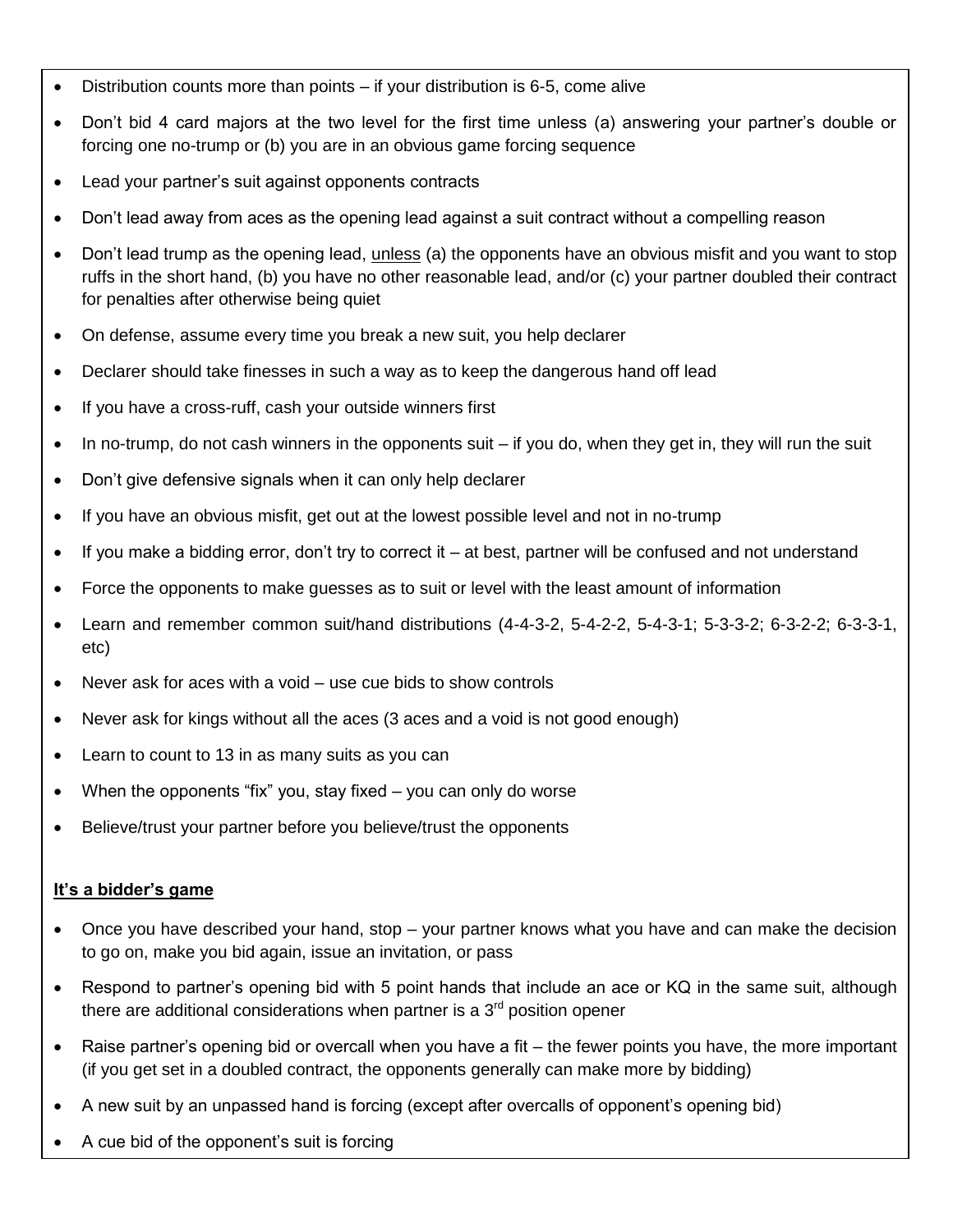- Distribution counts more than points – if your distribution is 6-5, come alive
- Don't bid 4 card majors at the two level for the first time unless (a) answering your partner's double or forcing one no-trump or (b) you are in an obvious game forcing sequence
- Lead your partner's suit against opponents contracts
- Don't lead away from aces as the opening lead against a suit contract without a compelling reason
- Don't lead trump as the opening lead, <u>unless</u> (a) the opponents have an obvious misfit and you want to stop ruffs in the short hand, (b) you have no other reasonable lead, and/or (c) your partner doubled their contract for penalties after otherwise being quiet
- On defense, assume every time you break a new suit, you help declarer
- Declarer should take finesses in such a way as to keep the dangerous hand off lead
- If you have a cross-ruff, cash your outside winners first
- In no-trump, do not cash winners in the opponents suit – if you do, when they get in, they will run the suit
- Don't give defensive signals when it can only help declarer
- If you have an obvious misfit, get out at the lowest possible level and not in no-trump
- If you make a bidding error, don't try to correct it – at best, partner will be confused and not understand
- Force the opponents to make guesses as to suit or level with the least amount of information
- Learn and remember common suit/hand distributions (4-4-3-2, 5-4-2-2, 5-4-3-1; 5-3-3-2; 6-3-2-2; 6-3-3-1, etc)
- Never ask for aces with a void – use cue bids to show controls
- Never ask for kings without all the aces (3 aces and a void is not good enough)
- Learn to count to 13 in as many suits as you can
- When the opponents "fix" you, stay fixed – you can only do worse
- Believe/trust your partner before you believe/trust the opponents

**<u>It's a bidder's game</u>**

- Once you have described your hand, stop – your partner knows what you have and can make the decision to go on, make you bid again, issue an invitation, or pass
- Respond to partner's opening bid with 5 point hands that include an ace or KQ in the same suit, although there are additional considerations when partner is a 3rd position opener
- Raise partner's opening bid or overcall when you have a fit – the fewer points you have, the more important (if you get set in a doubled contract, the opponents generally can make more by bidding)
- A new suit by an unpassed hand is forcing (except after overcalls of opponent's opening bid)
- A cue bid of the opponent's suit is forcing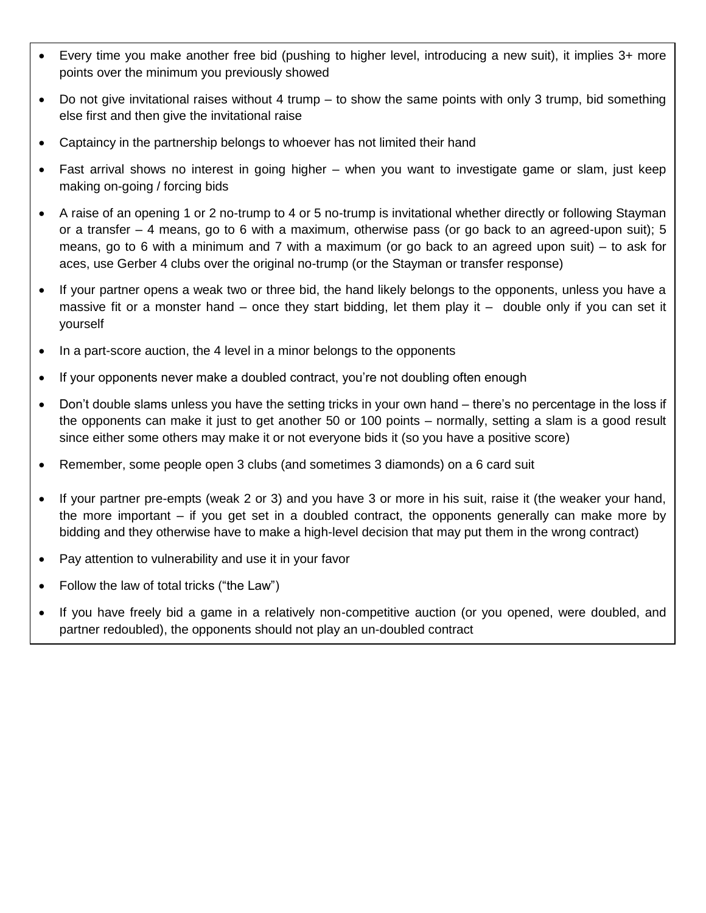- Every time you make another free bid (pushing to higher level, introducing a new suit), it implies 3+ more points over the minimum you previously showed
- Do not give invitational raises without 4 trump – to show the same points with only 3 trump, bid something else first and then give the invitational raise
- Captaincy in the partnership belongs to whoever has not limited their hand
- Fast arrival shows no interest in going higher – when you want to investigate game or slam, just keep making on-going / forcing bids
- A raise of an opening 1 or 2 no-trump to 4 or 5 no-trump is invitational whether directly or following Stayman or a transfer – 4 means, go to 6 with a maximum, otherwise pass (or go back to an agreed-upon suit); 5 means, go to 6 with a minimum and 7 with a maximum (or go back to an agreed upon suit) – to ask for aces, use Gerber 4 clubs over the original no-trump (or the Stayman or transfer response)
- If your partner opens a weak two or three bid, the hand likely belongs to the opponents, unless you have a massive fit or a monster hand – once they start bidding, let them play it – double only if you can set it yourself
- In a part-score auction, the 4 level in a minor belongs to the opponents
- If your opponents never make a doubled contract, you're not doubling often enough
- Don't double slams unless you have the setting tricks in your own hand – there's no percentage in the loss if the opponents can make it just to get another 50 or 100 points – normally, setting a slam is a good result since either some others may make it or not everyone bids it (so you have a positive score)
- Remember, some people open 3 clubs (and sometimes 3 diamonds) on a 6 card suit
- If your partner pre-empts (weak 2 or 3) and you have 3 or more in his suit, raise it (the weaker your hand, the more important – if you get set in a doubled contract, the opponents generally can make more by bidding and they otherwise have to make a high-level decision that may put them in the wrong contract)
- Pay attention to vulnerability and use it in your favor
- Follow the law of total tricks ("the Law")
- If you have freely bid a game in a relatively non-competitive auction (or you opened, were doubled, and partner redoubled), the opponents should not play an un-doubled contract